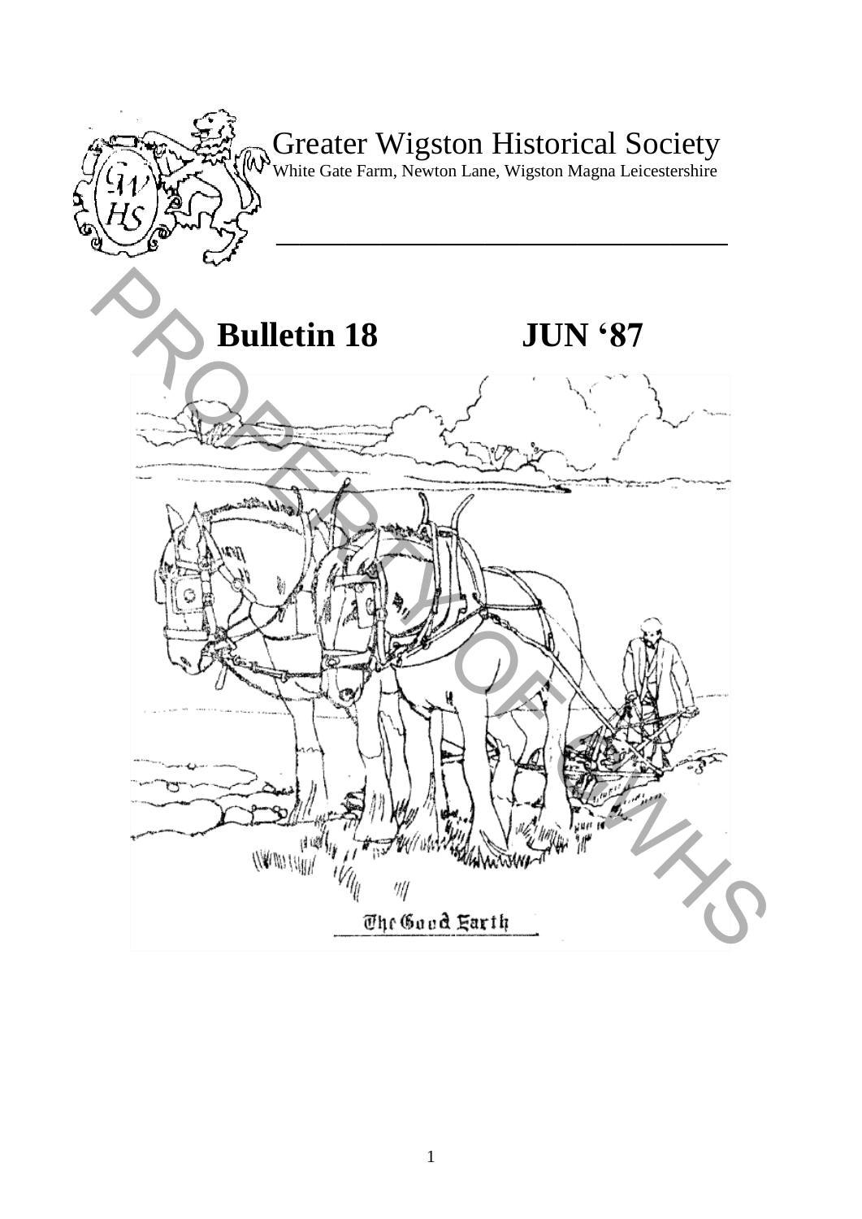# Greater Wigston Historical Society

White Gate Farm, Newton Lane, Wigston Magna Leicestershire

## Bulletin 18 JUN '87

The Good Earth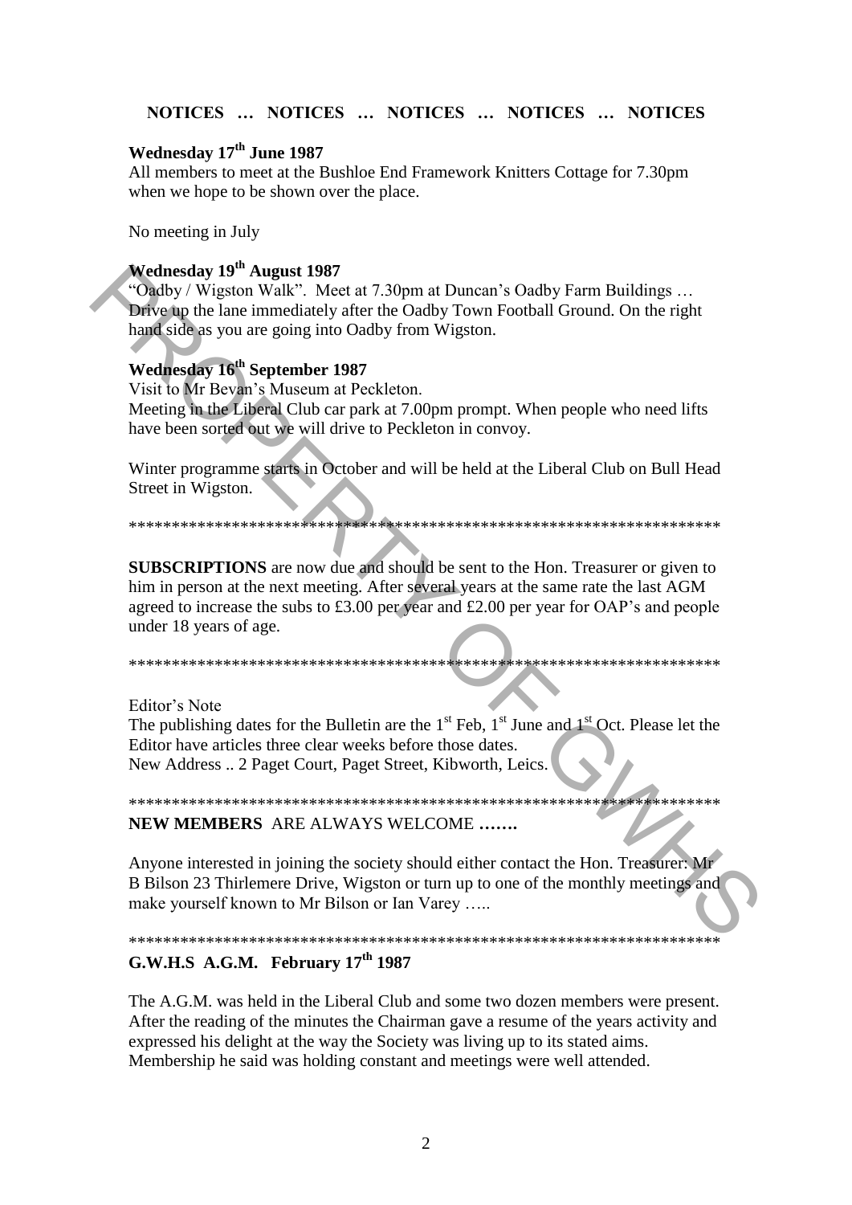## NOTICES … NOTICES … NOTICES … NOTICES … NOTICES

**Wednesday 17th June 1987**

All members to meet at the Bushloe End Framework Knitters Cottage for 7.30pm when we hope to be shown over the place.

No meeting in July

**Wednesday 19th August 1987**

"Oadby / Wigston Walk". Meet at 7.30pm at Duncan's Oadby Farm Buildings … Drive up the lane immediately after the Oadby Town Football Ground. On the right hand side as you are going into Oadby from Wigston.

**Wednesday 16th September 1987**

Visit to Mr Bevan's Museum at Peckleton.
Meeting in the Liberal Club car park at 7.00pm prompt. When people who need lifts have been sorted out we will drive to Peckleton in convoy.

Winter programme starts in October and will be held at the Liberal Club on Bull Head Street in Wigston.

************************************************************************

**SUBSCRIPTIONS** are now due and should be sent to the Hon. Treasurer or given to him in person at the next meeting. After several years at the same rate the last AGM agreed to increase the subs to £3.00 per year and £2.00 per year for OAP's and people under 18 years of age.

************************************************************************

Editor's Note
The publishing dates for the Bulletin are the 1st Feb, 1st June and 1st Oct. Please let the Editor have articles three clear weeks before those dates.
New Address .. 2 Paget Court, Paget Street, Kibworth, Leics.

************************************************************************

**NEW MEMBERS** ARE ALWAYS WELCOME **…….**

Anyone interested in joining the society should either contact the Hon. Treasurer: Mr B Bilson 23 Thirlemere Drive, Wigston or turn up to one of the monthly meetings and make yourself known to Mr Bilson or Ian Varey …..

************************************************************************

**G.W.H.S A.G.M. February 17th 1987**

The A.G.M. was held in the Liberal Club and some two dozen members were present. After the reading of the minutes the Chairman gave a resume of the years activity and expressed his delight at the way the Society was living up to its stated aims. Membership he said was holding constant and meetings were well attended.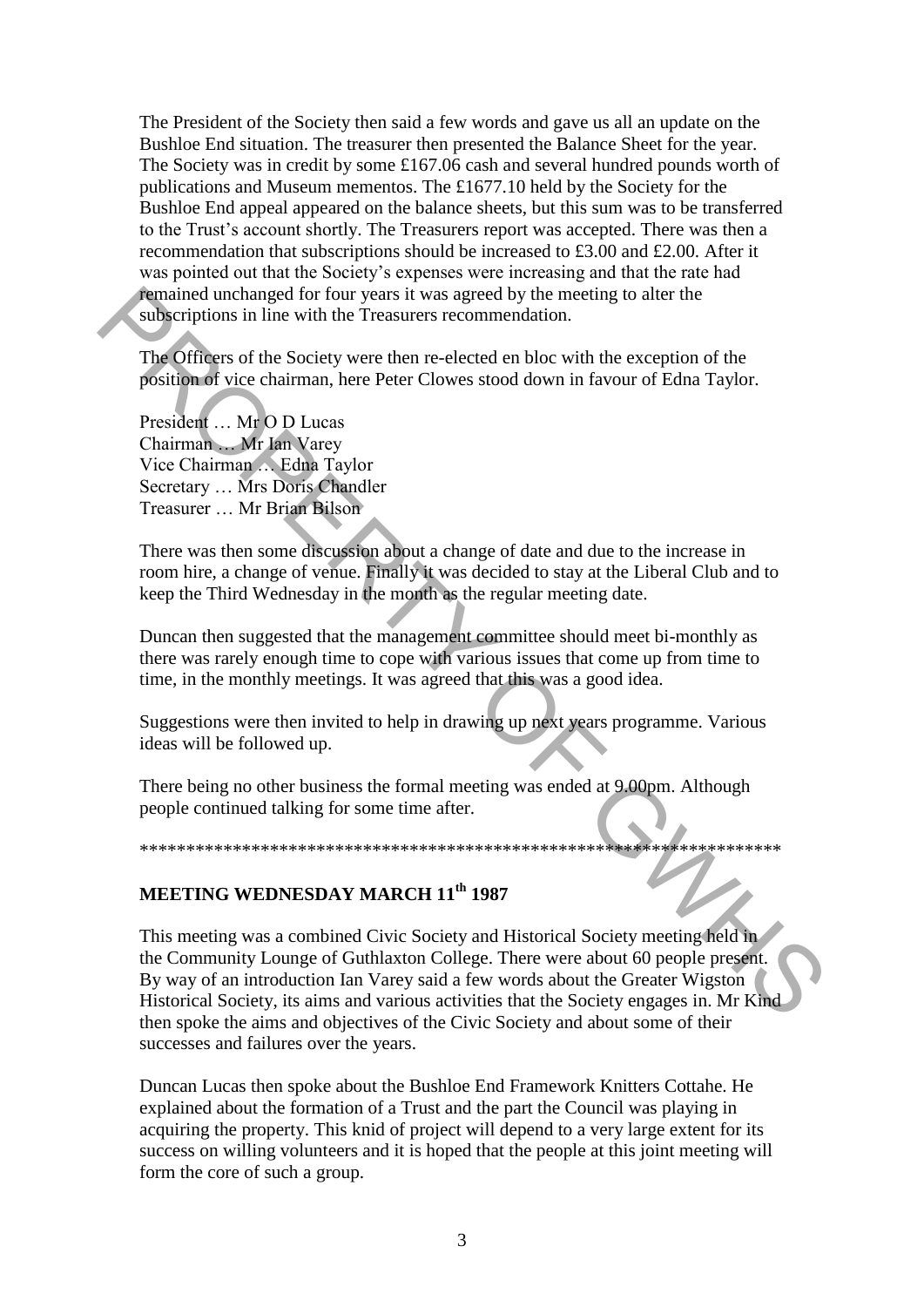The President of the Society then said a few words and gave us all an update on the Bushloe End situation. The treasurer then presented the Balance Sheet for the year. The Society was in credit by some £167.06 cash and several hundred pounds worth of publications and Museum mementos. The £1677.10 held by the Society for the Bushloe End appeal appeared on the balance sheets, but this sum was to be transferred to the Trust's account shortly. The Treasurers report was accepted. There was then a recommendation that subscriptions should be increased to £3.00 and £2.00. After it was pointed out that the Society's expenses were increasing and that the rate had remained unchanged for four years it was agreed by the meeting to alter the subscriptions in line with the Treasurers recommendation.

The Officers of the Society were then re-elected en bloc with the exception of the position of vice chairman, here Peter Clowes stood down in favour of Edna Taylor.

President … Mr O D Lucas
Chairman … Mr Ian Varey
Vice Chairman … Edna Taylor
Secretary … Mrs Doris Chandler
Treasurer … Mr Brian Bilson

There was then some discussion about a change of date and due to the increase in room hire, a change of venue. Finally it was decided to stay at the Liberal Club and to keep the Third Wednesday in the month as the regular meeting date.

Duncan then suggested that the management committee should meet bi-monthly as there was rarely enough time to cope with various issues that come up from time to time, in the monthly meetings. It was agreed that this was a good idea.

Suggestions were then invited to help in drawing up next years programme. Various ideas will be followed up.

There being no other business the formal meeting was ended at 9.00pm. Although people continued talking for some time after.

*************************************************************************

## MEETING WEDNESDAY MARCH 11th 1987

This meeting was a combined Civic Society and Historical Society meeting held in the Community Lounge of Guthlaxton College. There were about 60 people present. By way of an introduction Ian Varey said a few words about the Greater Wigston Historical Society, its aims and various activities that the Society engages in. Mr Kind then spoke the aims and objectives of the Civic Society and about some of their successes and failures over the years.

Duncan Lucas then spoke about the Bushloe End Framework Knitters Cottahe. He explained about the formation of a Trust and the part the Council was playing in acquiring the property. This knid of project will depend to a very large extent for its success on willing volunteers and it is hoped that the people at this joint meeting will form the core of such a group.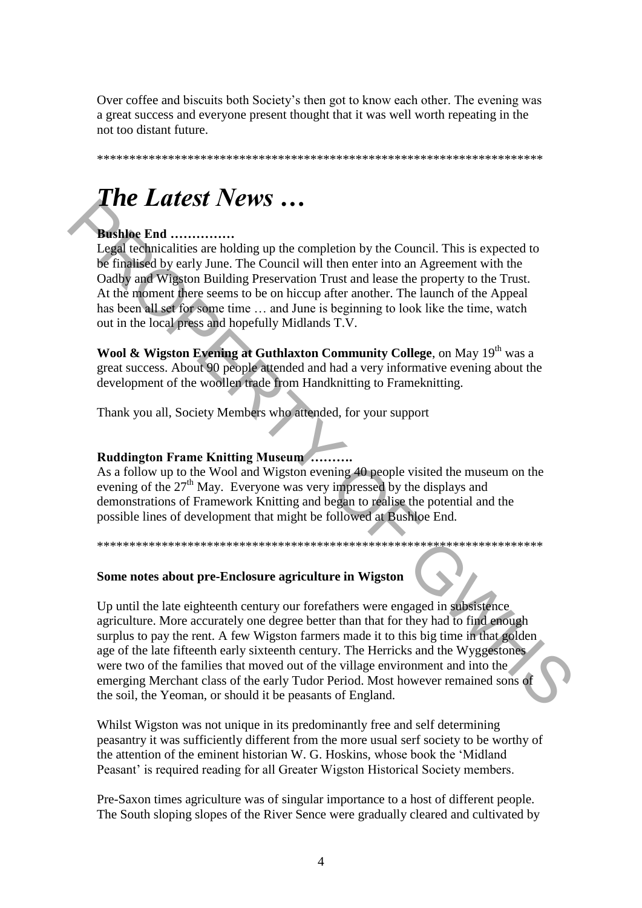Over coffee and biscuits both Society's then got to know each other. The evening was a great success and everyone present thought that it was well worth repeating in the not too distant future.

\*\*\*\*\*\*\*\*\*\*\*\*\*\*\*\*\*\*\*\*\*\*\*\*\*\*\*\*\*\*\*\*\*\*\*\*\*\*\*\*\*\*\*\*\*\*\*\*\*\*\*\*\*\*\*\*\*\*\*\*\*\*\*\*\*\*\*\*\*\*\*

# *The Latest News …*

**Bushloe End ……………**

Legal technicalities are holding up the completion by the Council. This is expected to be finalised by early June. The Council will then enter into an Agreement with the Oadby and Wigston Building Preservation Trust and lease the property to the Trust. At the moment there seems to be on hiccup after another. The launch of the Appeal has been all set for some time … and June is beginning to look like the time, watch out in the local press and hopefully Midlands T.V.

**Wool & Wigston Evening at Guthlaxton Community College**, on May 19th was a great success. About 90 people attended and had a very informative evening about the development of the woollen trade from Handknitting to Frameknitting.

Thank you all, Society Members who attended, for your support

**Ruddington Frame Knitting Museum ……….**

As a follow up to the Wool and Wigston evening 40 people visited the museum on the evening of the 27th May. Everyone was very impressed by the displays and demonstrations of Framework Knitting and began to realise the potential and the possible lines of development that might be followed at Bushloe End.

\*\*\*\*\*\*\*\*\*\*\*\*\*\*\*\*\*\*\*\*\*\*\*\*\*\*\*\*\*\*\*\*\*\*\*\*\*\*\*\*\*\*\*\*\*\*\*\*\*\*\*\*\*\*\*\*\*\*\*\*\*\*\*\*\*\*\*\*\*\*\*

**Some notes about pre-Enclosure agriculture in Wigston**

Up until the late eighteenth century our forefathers were engaged in subsistence agriculture. More accurately one degree better than that for they had to find enough surplus to pay the rent. A few Wigston farmers made it to this big time in that golden age of the late fifteenth early sixteenth century. The Herricks and the Wyggestones were two of the families that moved out of the village environment and into the emerging Merchant class of the early Tudor Period. Most however remained sons of the soil, the Yeoman, or should it be peasants of England.

Whilst Wigston was not unique in its predominantly free and self determining peasantry it was sufficiently different from the more usual serf society to be worthy of the attention of the eminent historian W. G. Hoskins, whose book the 'Midland Peasant' is required reading for all Greater Wigston Historical Society members.

Pre-Saxon times agriculture was of singular importance to a host of different people. The South sloping slopes of the River Sence were gradually cleared and cultivated by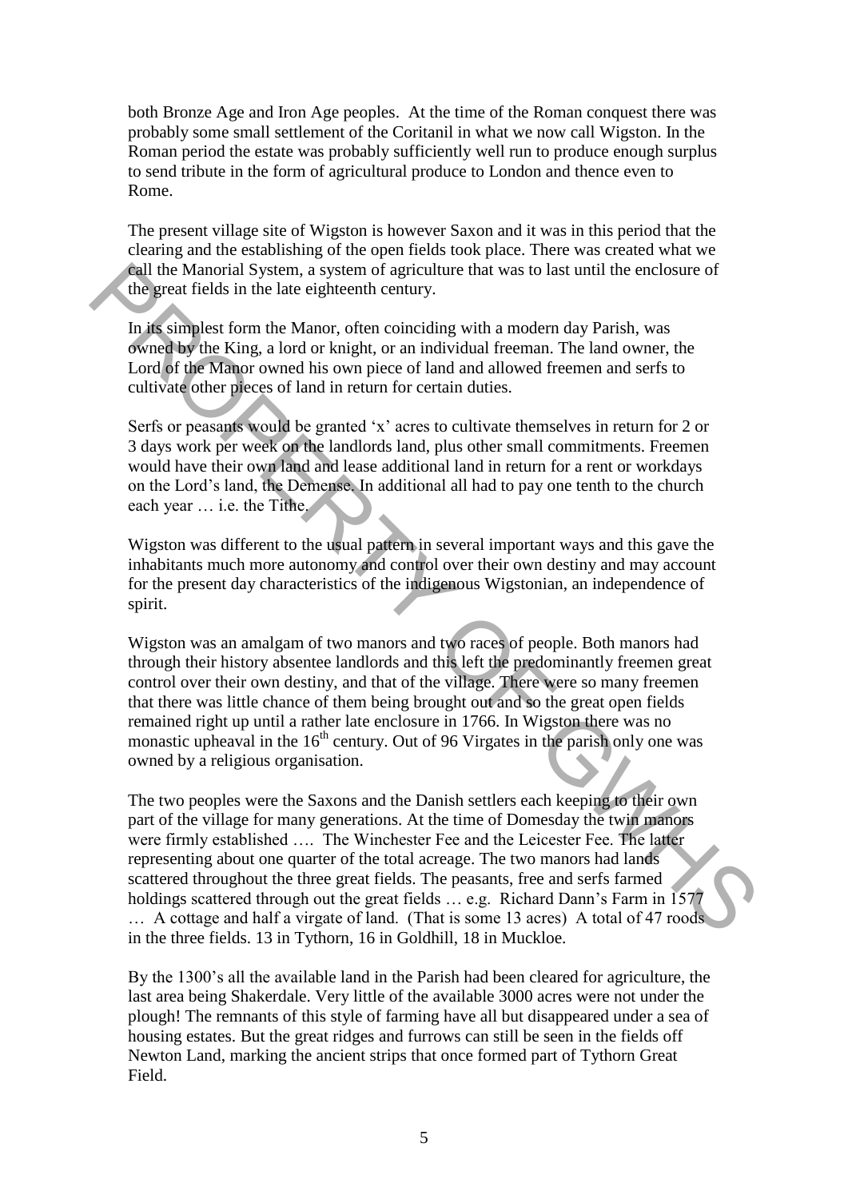both Bronze Age and Iron Age peoples. At the time of the Roman conquest there was probably some small settlement of the Coritanil in what we now call Wigston. In the Roman period the estate was probably sufficiently well run to produce enough surplus to send tribute in the form of agricultural produce to London and thence even to Rome.

The present village site of Wigston is however Saxon and it was in this period that the clearing and the establishing of the open fields took place. There was created what we call the Manorial System, a system of agriculture that was to last until the enclosure of the great fields in the late eighteenth century.

In its simplest form the Manor, often coinciding with a modern day Parish, was owned by the King, a lord or knight, or an individual freeman. The land owner, the Lord of the Manor owned his own piece of land and allowed freemen and serfs to cultivate other pieces of land in return for certain duties.

Serfs or peasants would be granted 'x' acres to cultivate themselves in return for 2 or 3 days work per week on the landlords land, plus other small commitments. Freemen would have their own land and lease additional land in return for a rent or workdays on the Lord's land, the Demense. In additional all had to pay one tenth to the church each year … i.e. the Tithe.

Wigston was different to the usual pattern in several important ways and this gave the inhabitants much more autonomy and control over their own destiny and may account for the present day characteristics of the indigenous Wigstonian, an independence of spirit.

Wigston was an amalgam of two manors and two races of people. Both manors had through their history absentee landlords and this left the predominantly freemen great control over their own destiny, and that of the village. There were so many freemen that there was little chance of them being brought out and so the great open fields remained right up until a rather late enclosure in 1766. In Wigston there was no monastic upheaval in the 16th century. Out of 96 Virgates in the parish only one was owned by a religious organisation.

The two peoples were the Saxons and the Danish settlers each keeping to their own part of the village for many generations. At the time of Domesday the twin manors were firmly established …. The Winchester Fee and the Leicester Fee. The latter representing about one quarter of the total acreage. The two manors had lands scattered throughout the three great fields. The peasants, free and serfs farmed holdings scattered through out the great fields … e.g. Richard Dann's Farm in 1577 … A cottage and half a virgate of land. (That is some 13 acres) A total of 47 roods in the three fields. 13 in Tythorn, 16 in Goldhill, 18 in Muckloe.

By the 1300's all the available land in the Parish had been cleared for agriculture, the last area being Shakerdale. Very little of the available 3000 acres were not under the plough! The remnants of this style of farming have all but disappeared under a sea of housing estates. But the great ridges and furrows can still be seen in the fields off Newton Land, marking the ancient strips that once formed part of Tythorn Great Field.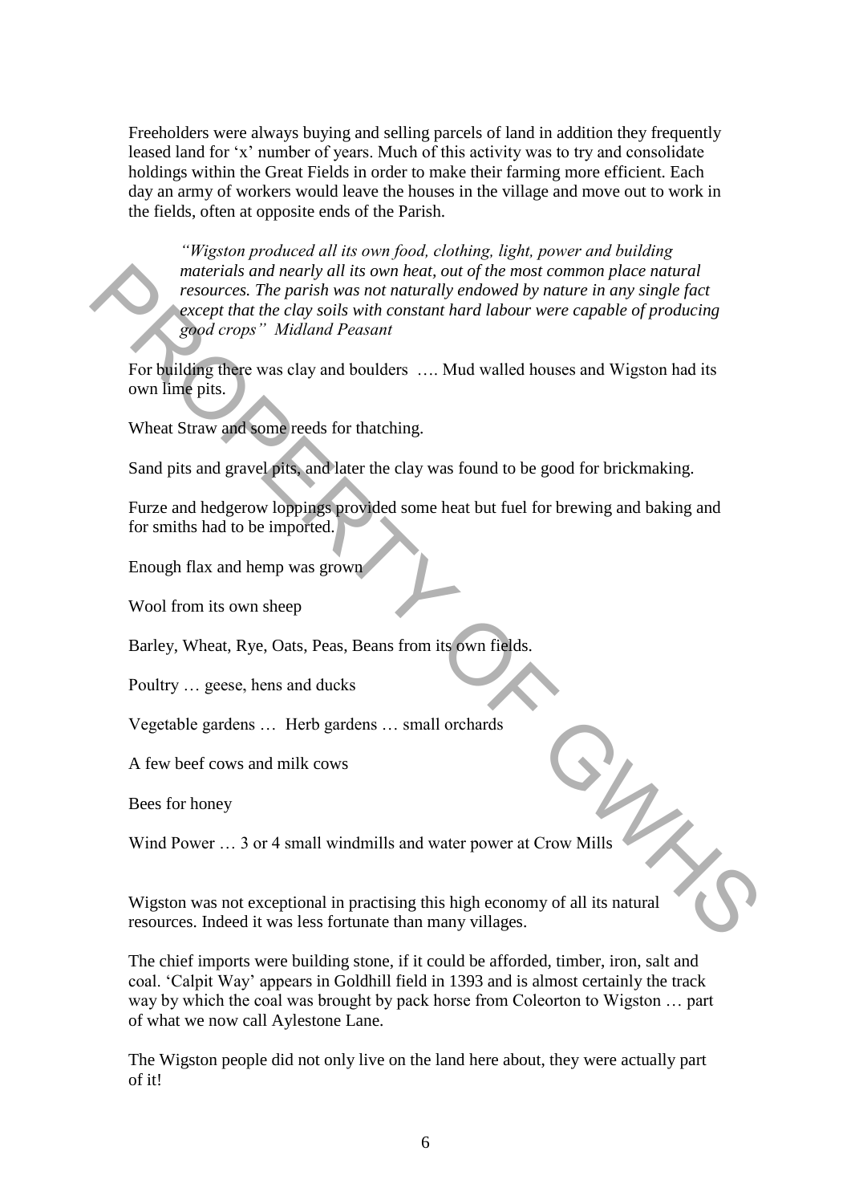Freeholders were always buying and selling parcels of land in addition they frequently leased land for 'x' number of years. Much of this activity was to try and consolidate holdings within the Great Fields in order to make their farming more efficient. Each day an army of workers would leave the houses in the village and move out to work in the fields, often at opposite ends of the Parish.

> *"Wigston produced all its own food, clothing, light, power and building materials and nearly all its own heat, out of the most common place natural resources. The parish was not naturally endowed by nature in any single fact except that the clay soils with constant hard labour were capable of producing good crops" Midland Peasant*

For building there was clay and boulders …. Mud walled houses and Wigston had its own lime pits.

Wheat Straw and some reeds for thatching.

Sand pits and gravel pits, and later the clay was found to be good for brickmaking.

Furze and hedgerow loppings provided some heat but fuel for brewing and baking and for smiths had to be imported.

Enough flax and hemp was grown

Wool from its own sheep

Barley, Wheat, Rye, Oats, Peas, Beans from its own fields.

Poultry … geese, hens and ducks

Vegetable gardens … Herb gardens … small orchards

A few beef cows and milk cows

Bees for honey

Wind Power … 3 or 4 small windmills and water power at Crow Mills

Wigston was not exceptional in practising this high economy of all its natural resources. Indeed it was less fortunate than many villages.

The chief imports were building stone, if it could be afforded, timber, iron, salt and coal. 'Calpit Way' appears in Goldhill field in 1393 and is almost certainly the track way by which the coal was brought by pack horse from Coleorton to Wigston … part of what we now call Aylestone Lane.

The Wigston people did not only live on the land here about, they were actually part of it!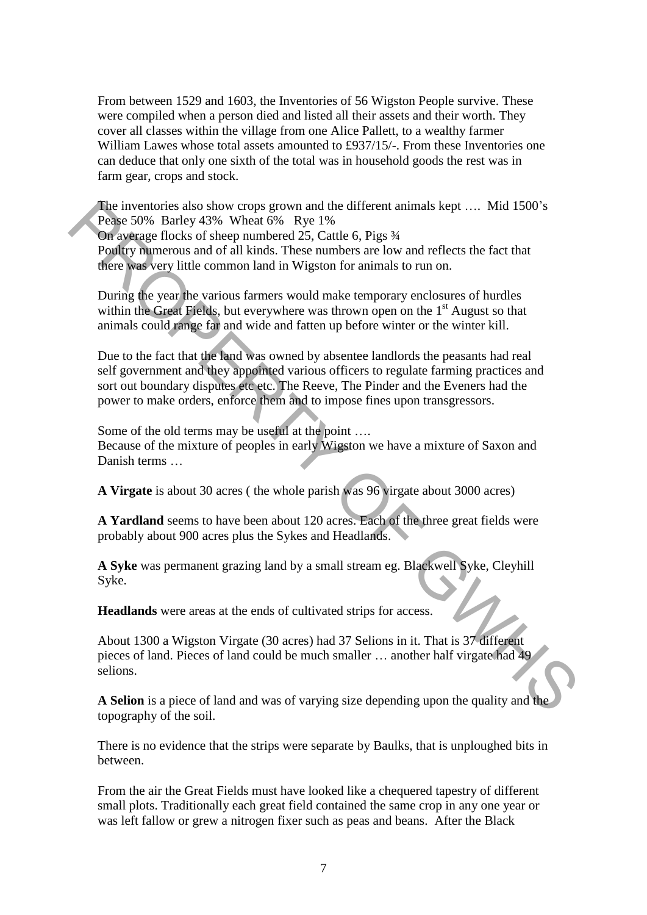From between 1529 and 1603, the Inventories of 56 Wigston People survive. These were compiled when a person died and listed all their assets and their worth. They cover all classes within the village from one Alice Pallett, to a wealthy farmer William Lawes whose total assets amounted to £937/15/-. From these Inventories one can deduce that only one sixth of the total was in household goods the rest was in farm gear, crops and stock.

The inventories also show crops grown and the different animals kept …. Mid 1500's
Pease 50% Barley 43% Wheat 6% Rye 1%
On average flocks of sheep numbered 25, Cattle 6, Pigs ¾
Poultry numerous and of all kinds. These numbers are low and reflects the fact that there was very little common land in Wigston for animals to run on.

During the year the various farmers would make temporary enclosures of hurdles within the Great Fields, but everywhere was thrown open on the 1st August so that animals could range far and wide and fatten up before winter or the winter kill.

Due to the fact that the land was owned by absentee landlords the peasants had real self government and they appointed various officers to regulate farming practices and sort out boundary disputes etc etc. The Reeve, The Pinder and the Eveners had the power to make orders, enforce them and to impose fines upon transgressors.

Some of the old terms may be useful at the point ….
Because of the mixture of peoples in early Wigston we have a mixture of Saxon and Danish terms …

**A Virgate** is about 30 acres ( the whole parish was 96 virgate about 3000 acres)

**A Yardland** seems to have been about 120 acres. Each of the three great fields were probably about 900 acres plus the Sykes and Headlands.

**A Syke** was permanent grazing land by a small stream eg. Blackwell Syke, Cleyhill Syke.

**Headlands** were areas at the ends of cultivated strips for access.

About 1300 a Wigston Virgate (30 acres) had 37 Selions in it. That is 37 different pieces of land. Pieces of land could be much smaller … another half virgate had 49 selions.

**A Selion** is a piece of land and was of varying size depending upon the quality and the topography of the soil.

There is no evidence that the strips were separate by Baulks, that is unploughed bits in between.

From the air the Great Fields must have looked like a chequered tapestry of different small plots. Traditionally each great field contained the same crop in any one year or was left fallow or grew a nitrogen fixer such as peas and beans. After the Black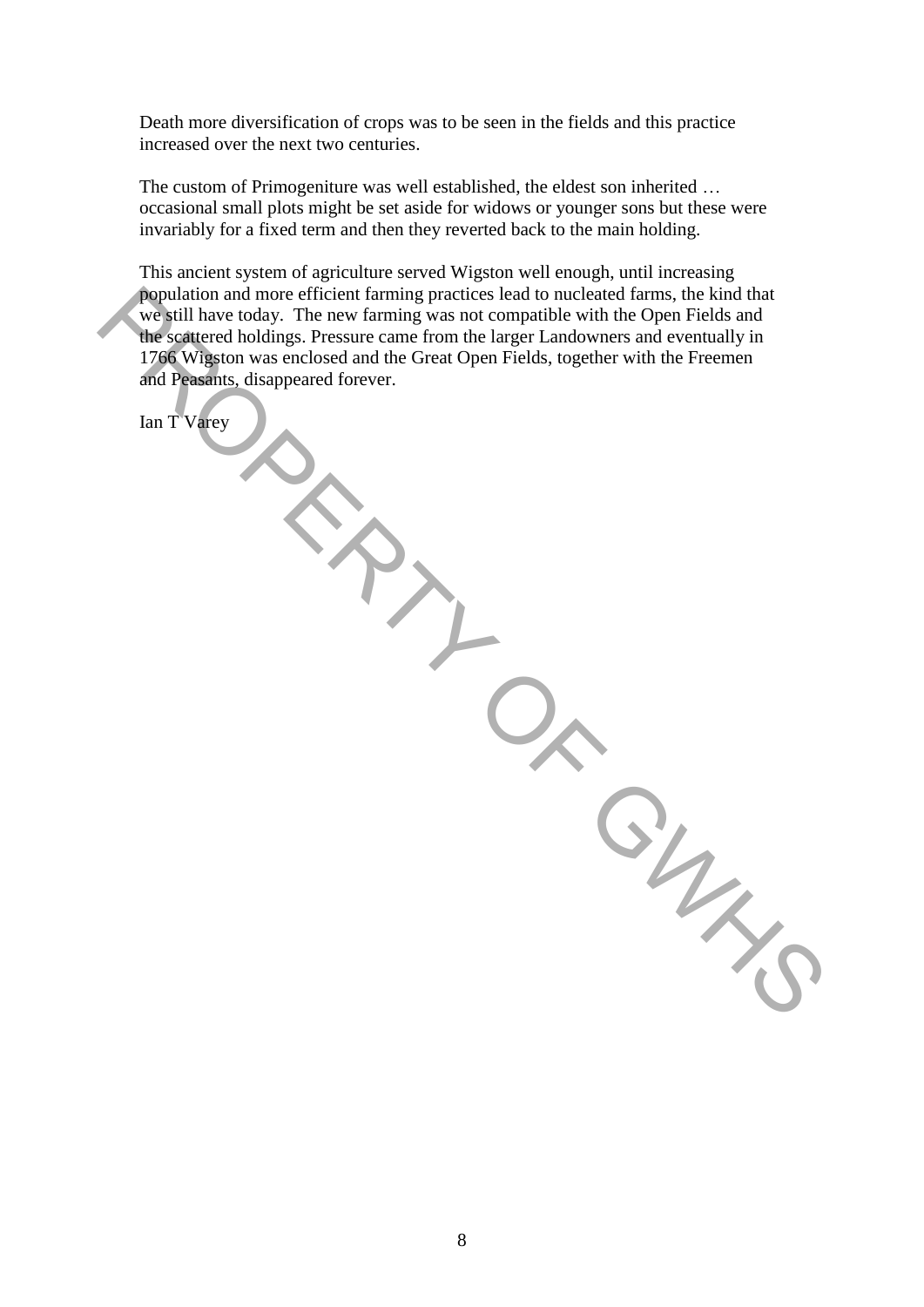Death more diversification of crops was to be seen in the fields and this practice increased over the next two centuries.

The custom of Primogeniture was well established, the eldest son inherited … occasional small plots might be set aside for widows or younger sons but these were invariably for a fixed term and then they reverted back to the main holding.

This ancient system of agriculture served Wigston well enough, until increasing population and more efficient farming practices lead to nucleated farms, the kind that we still have today. The new farming was not compatible with the Open Fields and the scattered holdings. Pressure came from the larger Landowners and eventually in 1766 Wigston was enclosed and the Great Open Fields, together with the Freemen and Peasants, disappeared forever.

Ian T Varey